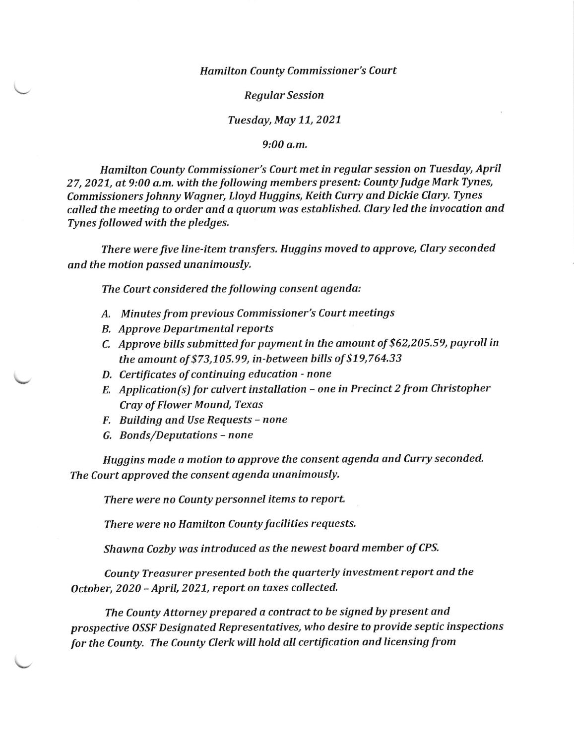*Hamilton County Commissioner's Court*

*Regular Session*

*Tuesday, May 11, 2021*

*9:00 a.m.*

*Hamilton County Commissioner's Court met in regular session on Tuesday, April 27, 2021, at 9:00 a.m. with the following members present: County Judge Mark Tynes, Commissioners Johnny Wagner, Lloyd Huggins, Keith Curry and Dickie Clary. Tynes called the meeting to order and a quorum was established. Clary led the invocation and Tynes followed with the pledges.*

*There were five line-item transfers. Huggins moved to approve, Clary seconded and the motion passed unanimously.*

*The Court considered the following consent agenda:*

*A. Minutes from previous Commissioner's Court meetings*
*B. Approve Departmental reports*
*C. Approve bills submitted for payment in the amount of $62,205.59, payroll in the amount of $73,105.99, in-between bills of $19,764.33*
*D. Certificates of continuing education - none*
*E. Application(s) for culvert installation – one in Precinct 2 from Christopher Cray of Flower Mound, Texas*
*F. Building and Use Requests – none*
*G. Bonds/Deputations – none*

*Huggins made a motion to approve the consent agenda and Curry seconded. The Court approved the consent agenda unanimously.*

*There were no County personnel items to report.*

*There were no Hamilton County facilities requests.*

*Shawna Cozby was introduced as the newest board member of CPS.*

*County Treasurer presented both the quarterly investment report and the October, 2020 – April, 2021, report on taxes collected.*

*The County Attorney prepared a contract to be signed by present and prospective OSSF Designated Representatives, who desire to provide septic inspections for the County. The County Clerk will hold all certification and licensing from*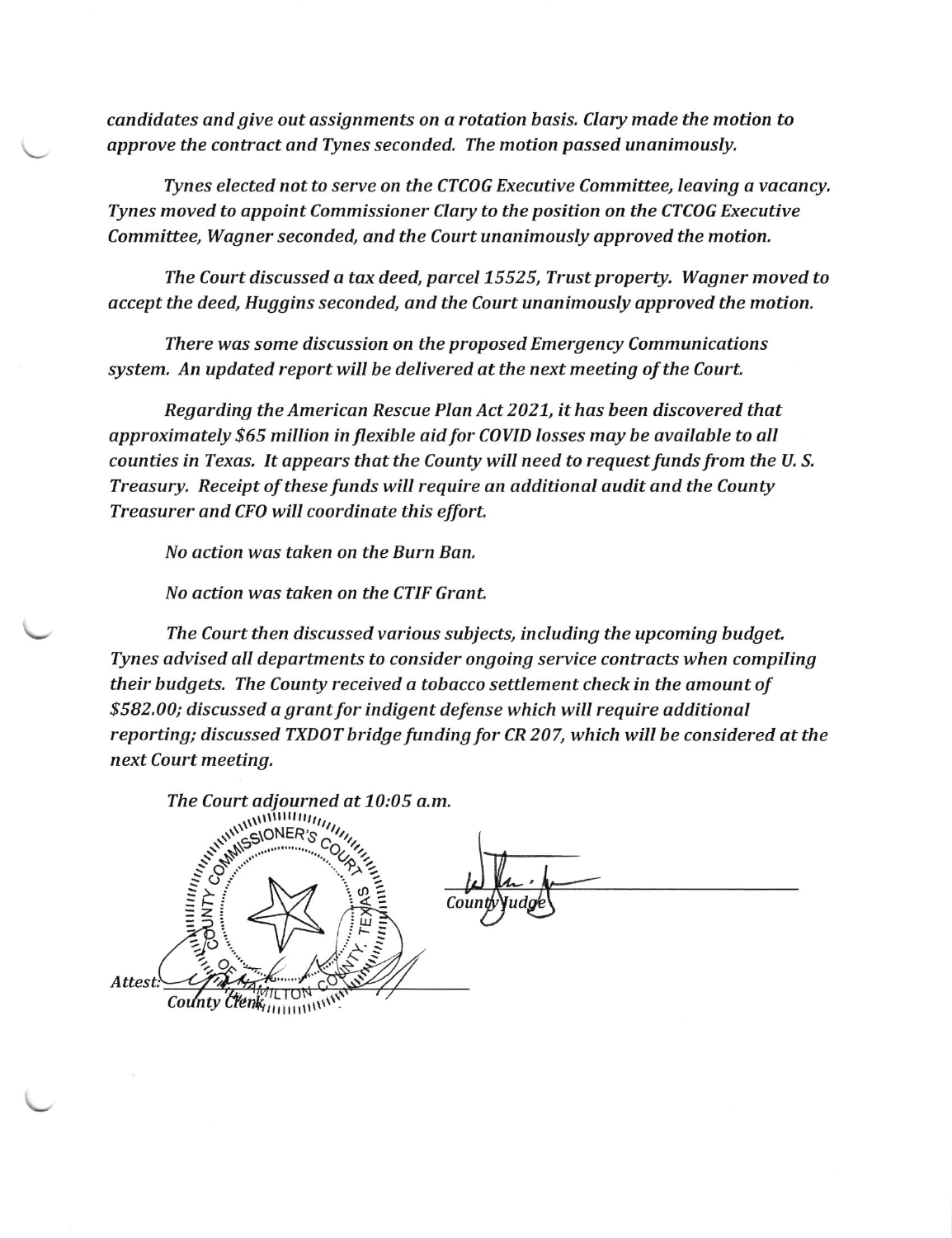*candidates and give out assignments on a rotation basis. Clary made the motion to approve the contract and Tynes seconded. The motion passed unanimously.*

*Tynes elected not to serve on the CTCOG Executive Committee, leaving a vacancy. Tynes moved to appoint Commissioner Clary to the position on the CTCOG Executive Committee, Wagner seconded, and the Court unanimously approved the motion.*

*The Court discussed a tax deed, parcel 15525, Trust property. Wagner moved to accept the deed, Huggins seconded, and the Court unanimously approved the motion.*

*There was some discussion on the proposed Emergency Communications system. An updated report will be delivered at the next meeting of the Court.*

*Regarding the American Rescue Plan Act 2021, it has been discovered that approximately $65 million in flexible aid for COVID losses may be available to all counties in Texas. It appears that the County will need to request funds from the U. S. Treasury. Receipt of these funds will require an additional audit and the County Treasurer and CFO will coordinate this effort.*

*No action was taken on the Burn Ban.*

*No action was taken on the CTIF Grant.*

*The Court then discussed various subjects, including the upcoming budget. Tynes advised all departments to consider ongoing service contracts when compiling their budgets. The County received a tobacco settlement check in the amount of $582.00; discussed a grant for indigent defense which will require additional reporting; discussed TXDOT bridge funding for CR 207, which will be considered at the next Court meeting.*

*The Court adjourned at 10:05 a.m.*

COMMISSIONER'S COURT · COUNTY OF HAMILTON COUNTY, TEXAS

*County Judge*

*Attest:*

*County Clerk*